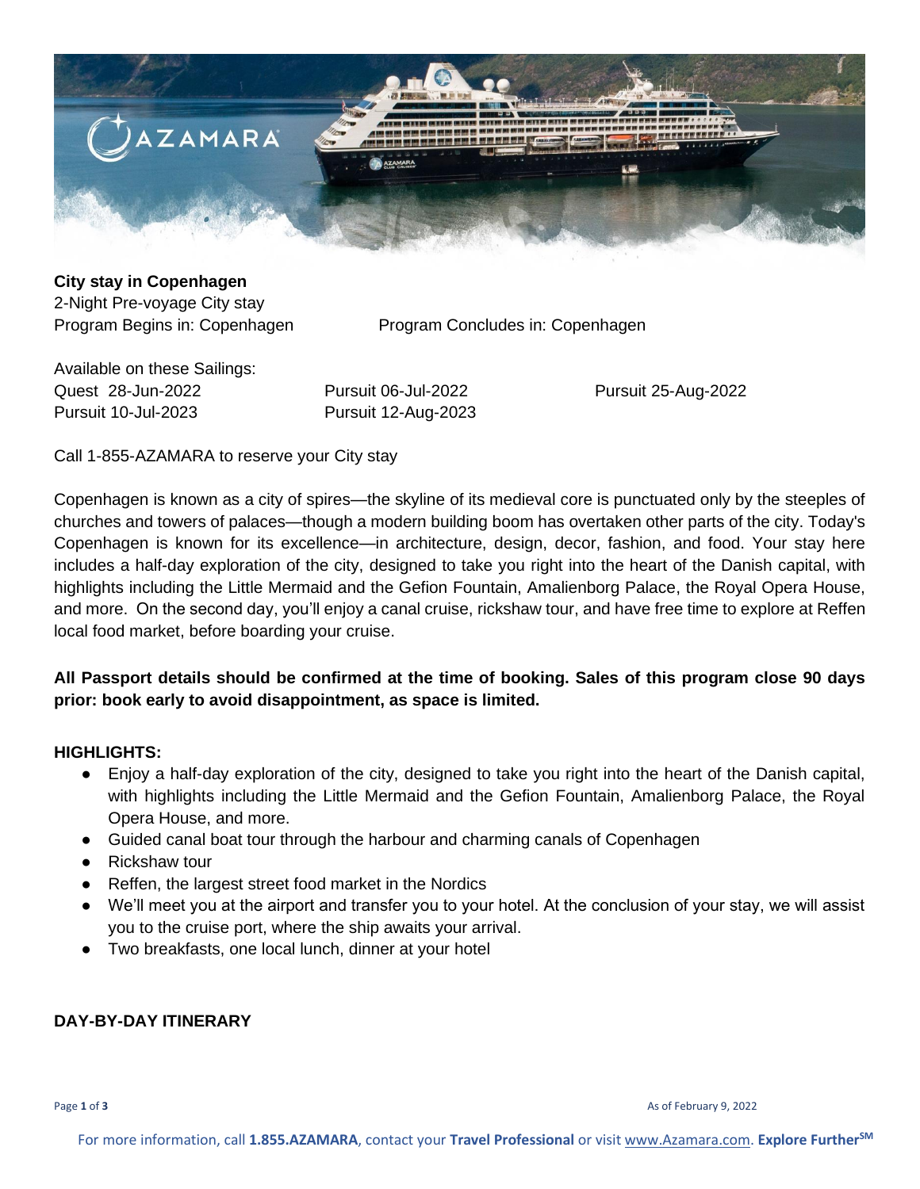**City stay in Copenhagen**

2-Night Pre-voyage City stay

Program Begins in: Copenhagen

Program Concludes in: Copenhagen

Available on these Sailings:

| | | |
|---|---|---|
| Quest 28-Jun-2022 | Pursuit 06-Jul-2022 | Pursuit 25-Aug-2022 |
| Pursuit 10-Jul-2023 | Pursuit 12-Aug-2023 | |

Call 1-855-AZAMARA to reserve your City stay

Copenhagen is known as a city of spires—the skyline of its medieval core is punctuated only by the steeples of churches and towers of palaces—though a modern building boom has overtaken other parts of the city. Today's Copenhagen is known for its excellence—in architecture, design, decor, fashion, and food. Your stay here includes a half-day exploration of the city, designed to take you right into the heart of the Danish capital, with highlights including the Little Mermaid and the Gefion Fountain, Amalienborg Palace, the Royal Opera House, and more. On the second day, you'll enjoy a canal cruise, rickshaw tour, and have free time to explore at Reffen local food market, before boarding your cruise.

**All Passport details should be confirmed at the time of booking. Sales of this program close 90 days prior: book early to avoid disappointment, as space is limited.**

**HIGHLIGHTS:**

- Enjoy a half-day exploration of the city, designed to take you right into the heart of the Danish capital, with highlights including the Little Mermaid and the Gefion Fountain, Amalienborg Palace, the Royal Opera House, and more.
- Guided canal boat tour through the harbour and charming canals of Copenhagen
- Rickshaw tour
- Reffen, the largest street food market in the Nordics
- We'll meet you at the airport and transfer you to your hotel. At the conclusion of your stay, we will assist you to the cruise port, where the ship awaits your arrival.
- Two breakfasts, one local lunch, dinner at your hotel

**DAY-BY-DAY ITINERARY**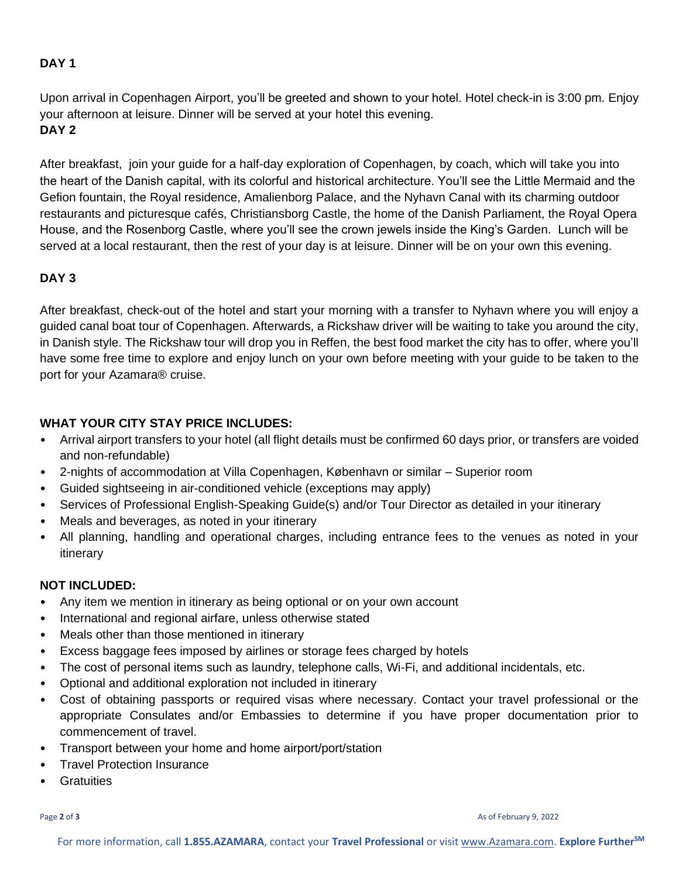## DAY 1

Upon arrival in Copenhagen Airport, you'll be greeted and shown to your hotel. Hotel check-in is 3:00 pm. Enjoy your afternoon at leisure. Dinner will be served at your hotel this evening.

## DAY 2

After breakfast, join your guide for a half-day exploration of Copenhagen, by coach, which will take you into the heart of the Danish capital, with its colorful and historical architecture. You'll see the Little Mermaid and the Gefion fountain, the Royal residence, Amalienborg Palace, and the Nyhavn Canal with its charming outdoor restaurants and picturesque cafés, Christiansborg Castle, the home of the Danish Parliament, the Royal Opera House, and the Rosenborg Castle, where you'll see the crown jewels inside the King's Garden. Lunch will be served at a local restaurant, then the rest of your day is at leisure. Dinner will be on your own this evening.

## DAY 3

After breakfast, check-out of the hotel and start your morning with a transfer to Nyhavn where you will enjoy a guided canal boat tour of Copenhagen. Afterwards, a Rickshaw driver will be waiting to take you around the city, in Danish style. The Rickshaw tour will drop you in Reffen, the best food market the city has to offer, where you'll have some free time to explore and enjoy lunch on your own before meeting with your guide to be taken to the port for your Azamara® cruise.

## WHAT YOUR CITY STAY PRICE INCLUDES:

- Arrival airport transfers to your hotel (all flight details must be confirmed 60 days prior, or transfers are voided and non-refundable)
- 2-nights of accommodation at Villa Copenhagen, København or similar – Superior room
- Guided sightseeing in air-conditioned vehicle (exceptions may apply)
- Services of Professional English-Speaking Guide(s) and/or Tour Director as detailed in your itinerary
- Meals and beverages, as noted in your itinerary
- All planning, handling and operational charges, including entrance fees to the venues as noted in your itinerary

## NOT INCLUDED:

- Any item we mention in itinerary as being optional or on your own account
- International and regional airfare, unless otherwise stated
- Meals other than those mentioned in itinerary
- Excess baggage fees imposed by airlines or storage fees charged by hotels
- The cost of personal items such as laundry, telephone calls, Wi-Fi, and additional incidentals, etc.
- Optional and additional exploration not included in itinerary
- Cost of obtaining passports or required visas where necessary. Contact your travel professional or the appropriate Consulates and/or Embassies to determine if you have proper documentation prior to commencement of travel.
- Transport between your home and home airport/port/station
- Travel Protection Insurance
- Gratuities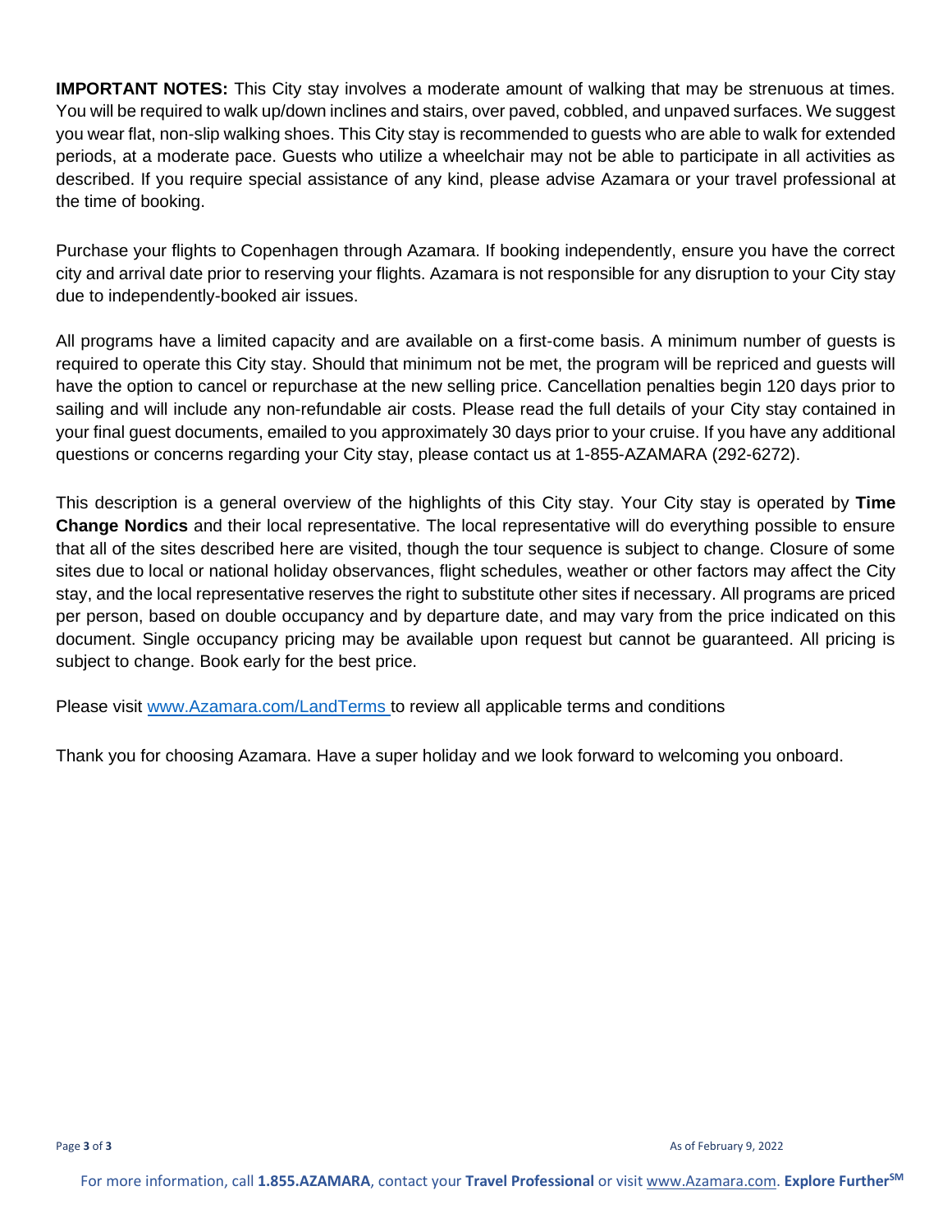**IMPORTANT NOTES:** This City stay involves a moderate amount of walking that may be strenuous at times. You will be required to walk up/down inclines and stairs, over paved, cobbled, and unpaved surfaces. We suggest you wear flat, non-slip walking shoes. This City stay is recommended to guests who are able to walk for extended periods, at a moderate pace. Guests who utilize a wheelchair may not be able to participate in all activities as described. If you require special assistance of any kind, please advise Azamara or your travel professional at the time of booking.

Purchase your flights to Copenhagen through Azamara. If booking independently, ensure you have the correct city and arrival date prior to reserving your flights. Azamara is not responsible for any disruption to your City stay due to independently-booked air issues.

All programs have a limited capacity and are available on a first-come basis. A minimum number of guests is required to operate this City stay. Should that minimum not be met, the program will be repriced and guests will have the option to cancel or repurchase at the new selling price. Cancellation penalties begin 120 days prior to sailing and will include any non-refundable air costs. Please read the full details of your City stay contained in your final guest documents, emailed to you approximately 30 days prior to your cruise. If you have any additional questions or concerns regarding your City stay, please contact us at 1-855-AZAMARA (292-6272).

This description is a general overview of the highlights of this City stay. Your City stay is operated by **Time Change Nordics** and their local representative. The local representative will do everything possible to ensure that all of the sites described here are visited, though the tour sequence is subject to change. Closure of some sites due to local or national holiday observances, flight schedules, weather or other factors may affect the City stay, and the local representative reserves the right to substitute other sites if necessary. All programs are priced per person, based on double occupancy and by departure date, and may vary from the price indicated on this document. Single occupancy pricing may be available upon request but cannot be guaranteed. All pricing is subject to change. Book early for the best price.

Please visit [www.Azamara.com/LandTerms](http://www.Azamara.com/LandTerms) to review all applicable terms and conditions

Thank you for choosing Azamara. Have a super holiday and we look forward to welcoming you onboard.